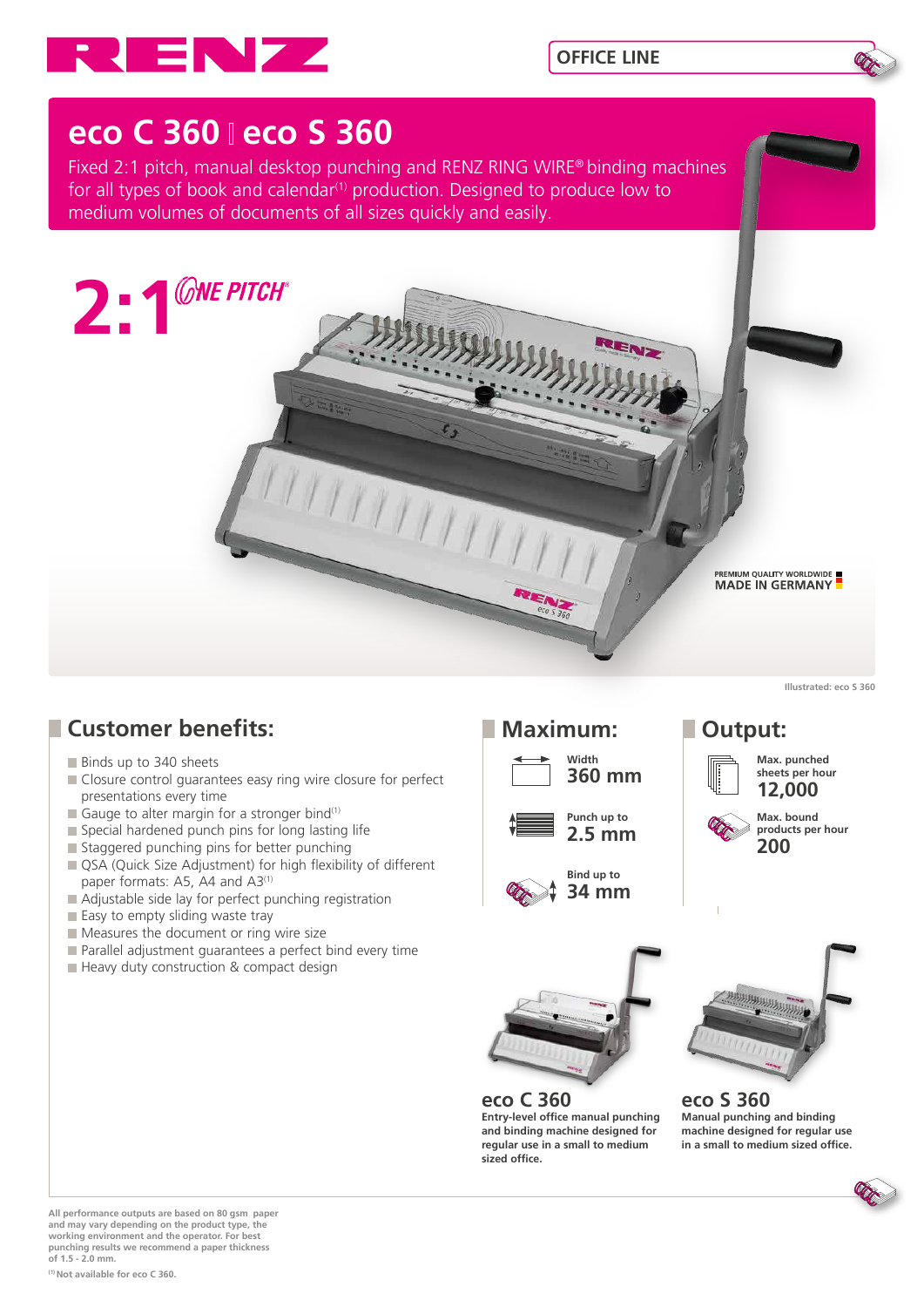RENZ

OFFICE LINE

# eco C 360 | eco S 360

Fixed 2:1 pitch, manual desktop punching and RENZ RING WIRE® binding machines for all types of book and calendar[1] production. Designed to produce low to medium volumes of documents of all sizes quickly and easily.

2:1 ONE PITCH®

PREMIUM QUALITY WORLDWIDE
MADE IN GERMANY

Illustrated: eco S 360

## Customer benefits:

- Binds up to 340 sheets
- Closure control guarantees easy ring wire closure for perfect presentations every time
- Gauge to alter margin for a stronger bind[1]
- Special hardened punch pins for long lasting life
- Staggered punching pins for better punching
- QSA (Quick Size Adjustment) for high flexibility of different paper formats: A5, A4 and A3[1]
- Adjustable side lay for perfect punching registration
- Easy to empty sliding waste tray
- Measures the document or ring wire size
- Parallel adjustment guarantees a perfect bind every time
- Heavy duty construction & compact design

## Maximum:

Width
**360 mm**

Punch up to
**2.5 mm**

Bind up to
**34 mm**

## Output:

Max. punched sheets per hour
**12,000**

Max. bound products per hour
**200**

### eco C 360

Entry-level office manual punching and binding machine designed for regular use in a small to medium sized office.

### eco S 360

Manual punching and binding machine designed for regular use in a small to medium sized office.

All performance outputs are based on 80 gsm paper and may vary depending on the product type, the working environment and the operator. For best punching results we recommend a paper thickness of 1.5 - 2.0 mm.

[1] Not available for eco C 360.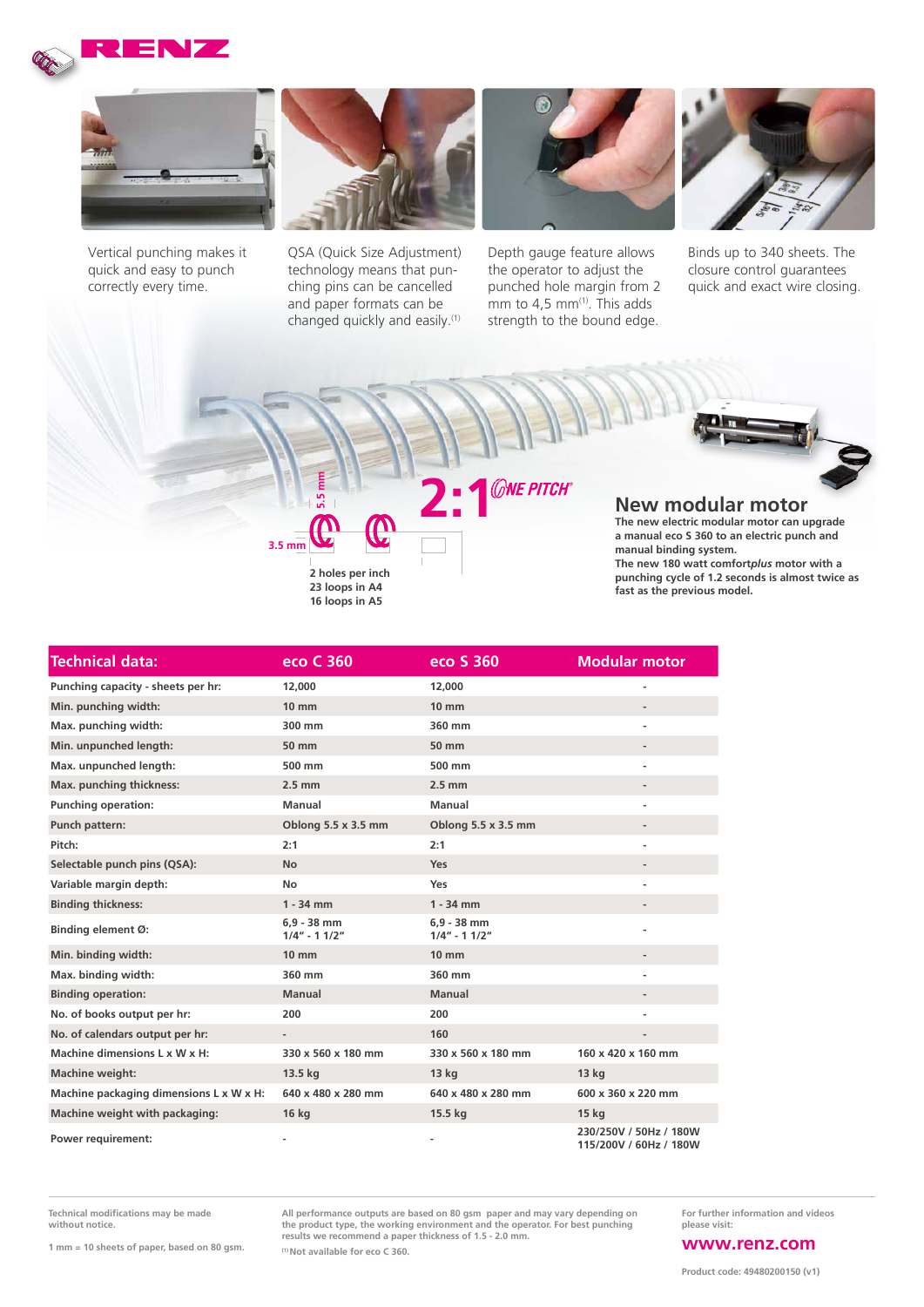RENZ

Vertical punching makes it quick and easy to punch correctly every time.

QSA (Quick Size Adjustment) technology means that punching pins can be cancelled and paper formats can be changed quickly and easily.[1]

Depth gauge feature allows the operator to adjust the punched hole margin from 2 mm to 4,5 mm[1]. This adds strength to the bound edge.

Binds up to 340 sheets. The closure control guarantees quick and exact wire closing.

5.5 mm

3.5 mm

2:1 ONE PITCH®

2 holes per inch
23 loops in A4
16 loops in A5

## New modular motor

**The new electric modular motor can upgrade a manual eco S 360 to an electric punch and manual binding system.**
**The new 180 watt comfort*plus* motor with a punching cycle of 1.2 seconds is almost twice as fast as the previous model.**

| Technical data: | eco C 360 | eco S 360 | Modular motor |
|---|---|---|---|
| Punching capacity - sheets per hr: | 12,000 | 12,000 | - |
| Min. punching width: | 10 mm | 10 mm | - |
| Max. punching width: | 300 mm | 360 mm | - |
| Min. unpunched length: | 50 mm | 50 mm | - |
| Max. unpunched length: | 500 mm | 500 mm | - |
| Max. punching thickness: | 2.5 mm | 2.5 mm | - |
| Punching operation: | Manual | Manual | - |
| Punch pattern: | Oblong 5.5 x 3.5 mm | Oblong 5.5 x 3.5 mm | - |
| Pitch: | 2:1 | 2:1 | - |
| Selectable punch pins (QSA): | No | Yes | - |
| Variable margin depth: | No | Yes | - |
| Binding thickness: | 1 - 34 mm | 1 - 34 mm | - |
| Binding element Ø: | 6,9 - 38 mm 1/4" - 1 1/2" | 6,9 - 38 mm 1/4" - 1 1/2" | - |
| Min. binding width: | 10 mm | 10 mm | - |
| Max. binding width: | 360 mm | 360 mm | - |
| Binding operation: | Manual | Manual | - |
| No. of books output per hr: | 200 | 200 | - |
| No. of calendars output per hr: | - | 160 | - |
| Machine dimensions L x W x H: | 330 x 560 x 180 mm | 330 x 560 x 180 mm | 160 x 420 x 160 mm |
| Machine weight: | 13.5 kg | 13 kg | 13 kg |
| Machine packaging dimensions L x W x H: | 640 x 480 x 280 mm | 640 x 480 x 280 mm | 600 x 360 x 220 mm |
| Machine weight with packaging: | 16 kg | 15.5 kg | 15 kg |
| Power requirement: | - | - | 230/250V / 50Hz / 180W 115/200V / 60Hz / 180W |

Technical modifications may be made without notice.

1 mm = 10 sheets of paper, based on 80 gsm.

All performance outputs are based on 80 gsm paper and may vary depending on the product type, the working environment and the operator. For best punching results we recommend a paper thickness of 1.5 - 2.0 mm.

[1] Not available for eco C 360.

For further information and videos please visit:

**www.renz.com**

Product code: 49480200150 (v1)